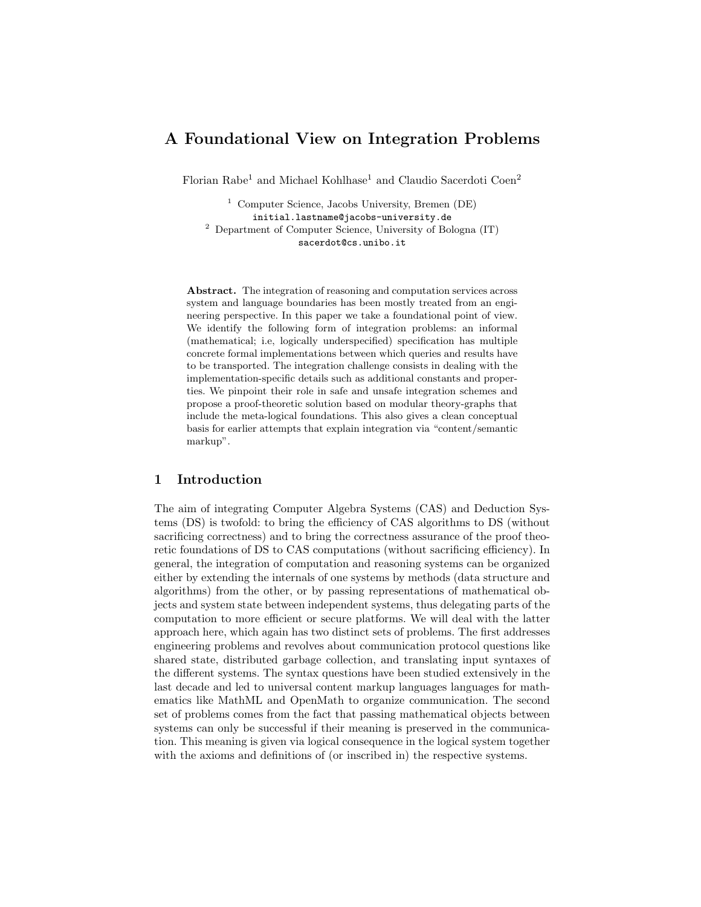# A Foundational View on Integration Problems

Florian Rabe[1] and Michael Kohlhase[1] and Claudio Sacerdoti Coen[2]

[1] Computer Science, Jacobs University, Bremen (DE)
initial.lastname@jacobs-university.de
[2] Department of Computer Science, University of Bologna (IT)
sacerdot@cs.unibo.it

**Abstract.** The integration of reasoning and computation services across system and language boundaries has been mostly treated from an engineering perspective. In this paper we take a foundational point of view. We identify the following form of integration problems: an informal (mathematical; i.e, logically underspecified) specification has multiple concrete formal implementations between which queries and results have to be transported. The integration challenge consists in dealing with the implementation-specific details such as additional constants and properties. We pinpoint their role in safe and unsafe integration schemes and propose a proof-theoretic solution based on modular theory-graphs that include the meta-logical foundations. This also gives a clean conceptual basis for earlier attempts that explain integration via "content/semantic markup".

## 1 Introduction

The aim of integrating Computer Algebra Systems (CAS) and Deduction Systems (DS) is twofold: to bring the efficiency of CAS algorithms to DS (without sacrificing correctness) and to bring the correctness assurance of the proof theoretic foundations of DS to CAS computations (without sacrificing efficiency). In general, the integration of computation and reasoning systems can be organized either by extending the internals of one systems by methods (data structure and algorithms) from the other, or by passing representations of mathematical objects and system state between independent systems, thus delegating parts of the computation to more efficient or secure platforms. We will deal with the latter approach here, which again has two distinct sets of problems. The first addresses engineering problems and revolves about communication protocol questions like shared state, distributed garbage collection, and translating input syntaxes of the different systems. The syntax questions have been studied extensively in the last decade and led to universal content markup languages languages for mathematics like MathML and OpenMath to organize communication. The second set of problems comes from the fact that passing mathematical objects between systems can only be successful if their meaning is preserved in the communication. This meaning is given via logical consequence in the logical system together with the axioms and definitions of (or inscribed in) the respective systems.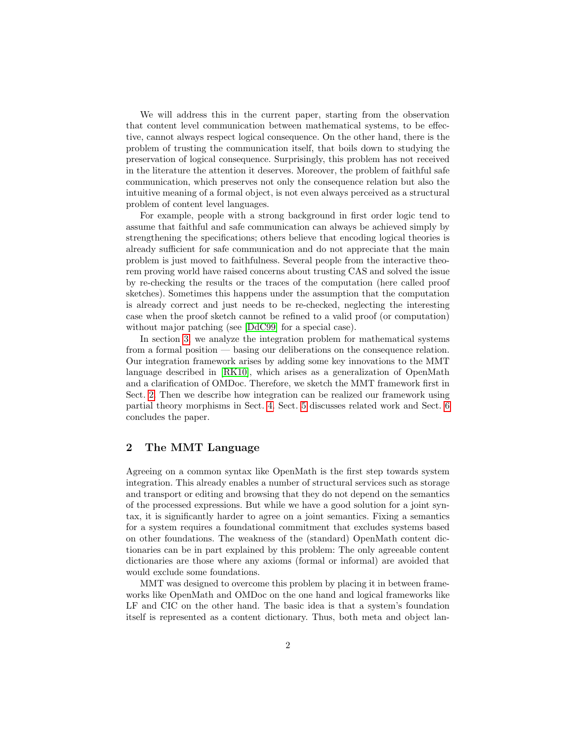We will address this in the current paper, starting from the observation that content level communication between mathematical systems, to be effective, cannot always respect logical consequence. On the other hand, there is the problem of trusting the communication itself, that boils down to studying the preservation of logical consequence. Surprisingly, this problem has not received in the literature the attention it deserves. Moreover, the problem of faithful safe communication, which preserves not only the consequence relation but also the intuitive meaning of a formal object, is not even always perceived as a structural problem of content level languages.

For example, people with a strong background in first order logic tend to assume that faithful and safe communication can always be achieved simply by strengthening the specifications; others believe that encoding logical theories is already sufficient for safe communication and do not appreciate that the main problem is just moved to faithfulness. Several people from the interactive theorem proving world have raised concerns about trusting CAS and solved the issue by re-checking the results or the traces of the computation (here called proof sketches). Sometimes this happens under the assumption that the computation is already correct and just needs to be re-checked, neglecting the interesting case when the proof sketch cannot be refined to a valid proof (or computation) without major patching (see [DdC99] for a special case).

In section 3 we analyze the integration problem for mathematical systems from a formal position — basing our deliberations on the consequence relation. Our integration framework arises by adding some key innovations to the MMT language described in [RK10], which arises as a generalization of OpenMath and a clarification of OMDoc. Therefore, we sketch the MMT framework first in Sect. 2. Then we describe how integration can be realized our framework using partial theory morphisms in Sect. 4. Sect. 5 discusses related work and Sect. 6 concludes the paper.

## 2 The MMT Language

Agreeing on a common syntax like OpenMath is the first step towards system integration. This already enables a number of structural services such as storage and transport or editing and browsing that they do not depend on the semantics of the processed expressions. But while we have a good solution for a joint syntax, it is significantly harder to agree on a joint semantics. Fixing a semantics for a system requires a foundational commitment that excludes systems based on other foundations. The weakness of the (standard) OpenMath content dictionaries can be in part explained by this problem: The only agreeable content dictionaries are those where any axioms (formal or informal) are avoided that would exclude some foundations.

MMT was designed to overcome this problem by placing it in between frameworks like OpenMath and OMDoc on the one hand and logical frameworks like LF and CIC on the other hand. The basic idea is that a system's foundation itself is represented as a content dictionary. Thus, both meta and object lan-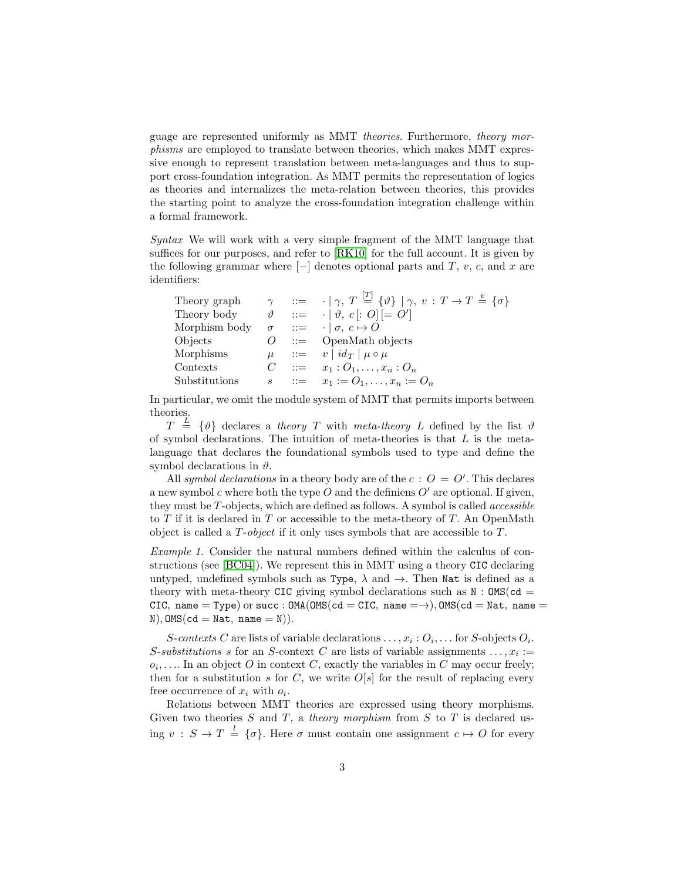guage are represented uniformly as MMT *theories*. Furthermore, *theory morphisms* are employed to translate between theories, which makes MMT expressive enough to represent translation between meta-languages and thus to support cross-foundation integration. As MMT permits the representation of logics as theories and internalizes the meta-relation between theories, this provides the starting point to analyze the cross-foundation integration challenge within a formal framework.

*Syntax* We will work with a very simple fragment of the MMT language that suffices for our purposes, and refer to [RK10] for the full account. It is given by the following grammar where $[-]$ denotes optional parts and $T$, $v$, $c$, and $x$ are identifiers:

| | | | |
|---|---|---|---|
| Theory graph | $\gamma$ | $::=$ | $\cdot \mid \gamma,\ T \stackrel{[T]}{=} \{\vartheta\} \mid \gamma,\ v : T \to T \stackrel{v}{=} \{\sigma\}$ |
| Theory body | $\vartheta$ | $::=$ | $\cdot \mid \vartheta,\ c\,[: O]\,[= O']$ |
| Morphism body | $\sigma$ | $::=$ | $\cdot \mid \sigma,\ c \mapsto O$ |
| Objects | $O$ | $::=$ | OpenMath objects |
| Morphisms | $\mu$ | $::=$ | $v \mid id_T \mid \mu \circ \mu$ |
| Contexts | $C$ | $::=$ | $x_1 : O_1, \ldots, x_n : O_n$ |
| Substitutions | $s$ | $::=$ | $x_1 := O_1, \ldots, x_n := O_n$ |

In particular, we omit the module system of MMT that permits imports between theories.

$T \stackrel{L}{=} \{\vartheta\}$ declares a *theory* $T$ with *meta-theory* $L$ defined by the list $\vartheta$ of symbol declarations. The intuition of meta-theories is that $L$ is the meta-language that declares the foundational symbols used to type and define the symbol declarations in $\vartheta$.

All *symbol declarations* in a theory body are of the $c : O = O'$. This declares a new symbol $c$ where both the type $O$ and the definiens $O'$ are optional. If given, they must be $T$-objects, which are defined as follows. A symbol is called *accessible* to $T$ if it is declared in $T$ or accessible to the meta-theory of $T$. An OpenMath object is called a $T$*-object* if it only uses symbols that are accessible to $T$.

*Example 1.* Consider the natural numbers defined within the calculus of constructions (see [BC04]). We represent this in MMT using a theory `CIC` declaring untyped, undefined symbols such as `Type`, $\lambda$ and $\to$. Then `Nat` is defined as a theory with meta-theory `CIC` giving symbol declarations such as `N` : `OMS(cd` $=$ `CIC, name` $=$ `Type)` or `succ` : `OMA(OMS(cd` $=$ `CIC, name` $=\to$`), OMS(cd` $=$ `Nat, name` $=$ `N), OMS(cd` $=$ `Nat, name` $=$ `N))`.

$S$-*contexts* $C$ are lists of variable declarations $\ldots, x_i : O_i, \ldots$ for $S$-objects $O_i$. $S$-*substitutions* $s$ for an $S$-context $C$ are lists of variable assignments $\ldots, x_i := o_i, \ldots$. In an object $O$ in context $C$, exactly the variables in $C$ may occur freely; then for a substitution $s$ for $C$, we write $O[s]$ for the result of replacing every free occurrence of $x_i$ with $o_i$.

Relations between MMT theories are expressed using theory morphisms. Given two theories $S$ and $T$, a *theory morphism* from $S$ to $T$ is declared using $v : S \to T \stackrel{l}{=} \{\sigma\}$. Here $\sigma$ must contain one assignment $c \mapsto O$ for every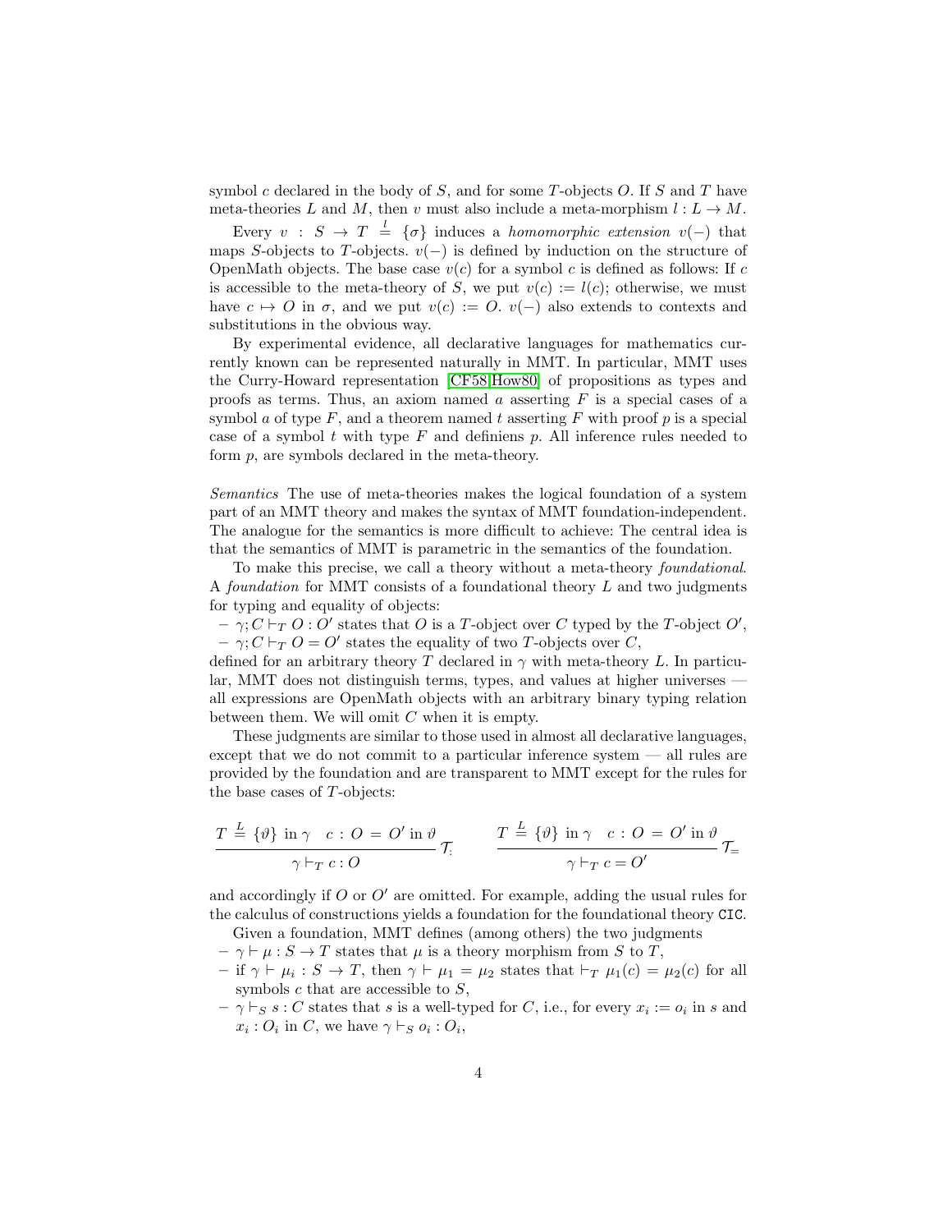symbol $c$ declared in the body of $S$, and for some $T$-objects $O$. If $S$ and $T$ have meta-theories $L$ and $M$, then $v$ must also include a meta-morphism $l : L \to M$.

Every $v : S \to T \stackrel{l}{=} \{\sigma\}$ induces a *homomorphic extension* $v(-)$ that maps $S$-objects to $T$-objects. $v(-)$ is defined by induction on the structure of OpenMath objects. The base case $v(c)$ for a symbol $c$ is defined as follows: If $c$ is accessible to the meta-theory of $S$, we put $v(c) := l(c)$; otherwise, we must have $c \mapsto O$ in $\sigma$, and we put $v(c) := O$. $v(-)$ also extends to contexts and substitutions in the obvious way.

By experimental evidence, all declarative languages for mathematics currently known can be represented naturally in MMT. In particular, MMT uses the Curry-Howard representation [CF58,How80] of propositions as types and proofs as terms. Thus, an axiom named $a$ asserting $F$ is a special cases of a symbol $a$ of type $F$, and a theorem named $t$ asserting $F$ with proof $p$ is a special case of a symbol $t$ with type $F$ and definiens $p$. All inference rules needed to form $p$, are symbols declared in the meta-theory.

*Semantics* The use of meta-theories makes the logical foundation of a system part of an MMT theory and makes the syntax of MMT foundation-independent. The analogue for the semantics is more difficult to achieve: The central idea is that the semantics of MMT is parametric in the semantics of the foundation.

To make this precise, we call a theory without a meta-theory *foundational*. A *foundation* for MMT consists of a foundational theory $L$ and two judgments for typing and equality of objects:

- $\gamma; C \vdash_T O : O'$ states that $O$ is a $T$-object over $C$ typed by the $T$-object $O'$,
- $\gamma; C \vdash_T O = O'$ states the equality of two $T$-objects over $C$,

defined for an arbitrary theory $T$ declared in $\gamma$ with meta-theory $L$. In particular, MMT does not distinguish terms, types, and values at higher universes — all expressions are OpenMath objects with an arbitrary binary typing relation between them. We will omit $C$ when it is empty.

These judgments are similar to those used in almost all declarative languages, except that we do not commit to a particular inference system — all rules are provided by the foundation and are transparent to MMT except for the rules for the base cases of $T$-objects:

$$\frac{T \stackrel{L}{=} \{\vartheta\} \text{ in } \gamma \quad c : O = O' \text{ in } \vartheta}{\gamma \vdash_T c : O} \mathcal{T}_{:} \qquad \frac{T \stackrel{L}{=} \{\vartheta\} \text{ in } \gamma \quad c : O = O' \text{ in } \vartheta}{\gamma \vdash_T c = O'} \mathcal{T}_{=}$$

and accordingly if $O$ or $O'$ are omitted. For example, adding the usual rules for the calculus of constructions yields a foundation for the foundational theory `CIC`.

Given a foundation, MMT defines (among others) the two judgments

- $\gamma \vdash \mu : S \to T$ states that $\mu$ is a theory morphism from $S$ to $T$,
- if $\gamma \vdash \mu_i : S \to T$, then $\gamma \vdash \mu_1 = \mu_2$ states that $\vdash_T \mu_1(c) = \mu_2(c)$ for all symbols $c$ that are accessible to $S$,
- $\gamma \vdash_S s : C$ states that $s$ is a well-typed for $C$, i.e., for every $x_i := o_i$ in $s$ and $x_i : O_i$ in $C$, we have $\gamma \vdash_S o_i : O_i$,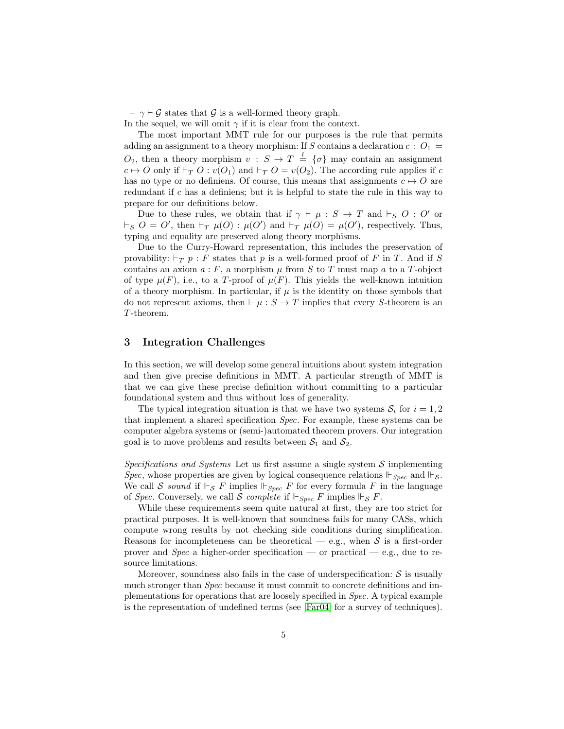– $\gamma \vdash \mathcal{G}$ states that $\mathcal{G}$ is a well-formed theory graph.

In the sequel, we will omit $\gamma$ if it is clear from the context.

The most important MMT rule for our purposes is the rule that permits adding an assignment to a theory morphism: If $S$ contains a declaration $c : O_1 = O_2$, then a theory morphism $v : S \to T \stackrel{l}{=} \{\sigma\}$ may contain an assignment $c \mapsto O$ only if $\vdash_T O : v(O_1)$ and $\vdash_T O = v(O_2)$. The according rule applies if $c$ has no type or no definiens. Of course, this means that assignments $c \mapsto O$ are redundant if $c$ has a definiens; but it is helpful to state the rule in this way to prepare for our definitions below.

Due to these rules, we obtain that if $\gamma \vdash \mu : S \to T$ and $\vdash_S O : O'$ or $\vdash_S O = O'$, then $\vdash_T \mu(O) : \mu(O')$ and $\vdash_T \mu(O) = \mu(O')$, respectively. Thus, typing and equality are preserved along theory morphisms.

Due to the Curry-Howard representation, this includes the preservation of provability: $\vdash_T p : F$ states that $p$ is a well-formed proof of $F$ in $T$. And if $S$ contains an axiom $a : F$, a morphism $\mu$ from $S$ to $T$ must map $a$ to a $T$-object of type $\mu(F)$, i.e., to a $T$-proof of $\mu(F)$. This yields the well-known intuition of a theory morphism. In particular, if $\mu$ is the identity on those symbols that do not represent axioms, then $\vdash \mu : S \to T$ implies that every $S$-theorem is an $T$-theorem.

## 3 Integration Challenges

In this section, we will develop some general intuitions about system integration and then give precise definitions in MMT. A particular strength of MMT is that we can give these precise definition without committing to a particular foundational system and thus without loss of generality.

The typical integration situation is that we have two systems $\mathcal{S}_i$ for $i = 1, 2$ that implement a shared specification *Spec*. For example, these systems can be computer algebra systems or (semi-)automated theorem provers. Our integration goal is to move problems and results between $\mathcal{S}_1$ and $\mathcal{S}_2$.

*Specifications and Systems* Let us first assume a single system $\mathcal{S}$ implementing *Spec*, whose properties are given by logical consequence relations $\Vdash_{Spec}$ and $\Vdash_{\mathcal{S}}$. We call $\mathcal{S}$ *sound* if $\Vdash_{\mathcal{S}} F$ implies $\Vdash_{Spec} F$ for every formula $F$ in the language of *Spec*. Conversely, we call $\mathcal{S}$ *complete* if $\Vdash_{Spec} F$ implies $\Vdash_{\mathcal{S}} F$.

While these requirements seem quite natural at first, they are too strict for practical purposes. It is well-known that soundness fails for many CASs, which compute wrong results by not checking side conditions during simplification. Reasons for incompleteness can be theoretical — e.g., when $\mathcal{S}$ is a first-order prover and *Spec* a higher-order specification — or practical — e.g., due to resource limitations.

Moreover, soundness also fails in the case of underspecification: $\mathcal{S}$ is usually much stronger than *Spec* because it must commit to concrete definitions and implementations for operations that are loosely specified in *Spec*. A typical example is the representation of undefined terms (see [Far04] for a survey of techniques).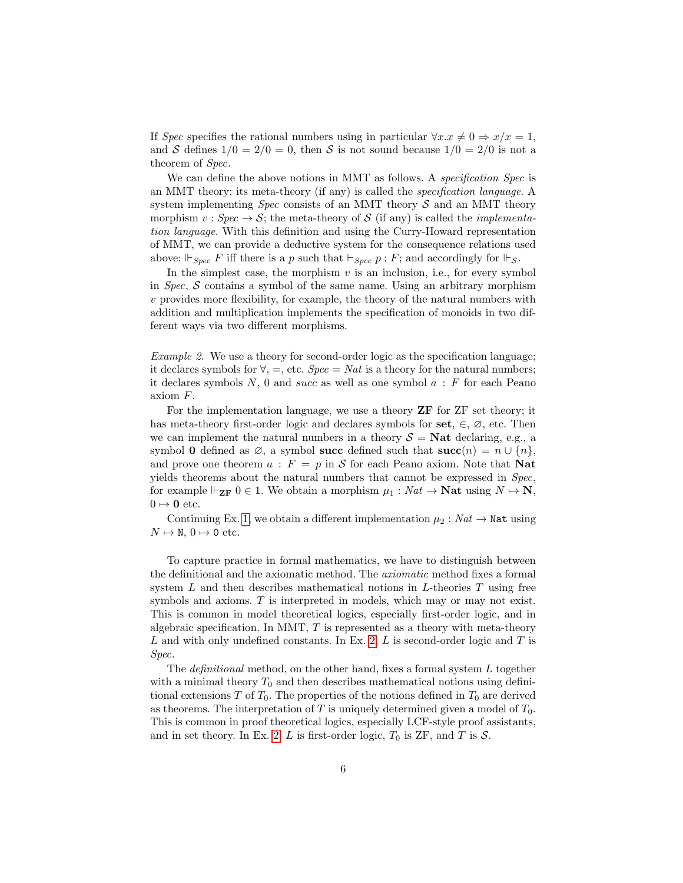If *Spec* specifies the rational numbers using in particular $\forall x.x \neq 0 \Rightarrow x/x = 1$, and $\mathcal{S}$ defines $1/0 = 2/0 = 0$, then $\mathcal{S}$ is not sound because $1/0 = 2/0$ is not a theorem of *Spec*.

We can define the above notions in MMT as follows. A *specification Spec* is an MMT theory; its meta-theory (if any) is called the *specification language*. A system implementing *Spec* consists of an MMT theory $\mathcal{S}$ and an MMT theory morphism $v : \mathit{Spec} \to \mathcal{S}$; the meta-theory of $\mathcal{S}$ (if any) is called the *implementation language*. With this definition and using the Curry-Howard representation of MMT, we can provide a deductive system for the consequence relations used above: $\Vdash_{\mathit{Spec}} F$ iff there is a $p$ such that $\vdash_{\mathit{Spec}} p : F$; and accordingly for $\Vdash_{\mathcal{S}}$.

In the simplest case, the morphism $v$ is an inclusion, i.e., for every symbol in *Spec*, $\mathcal{S}$ contains a symbol of the same name. Using an arbitrary morphism $v$ provides more flexibility, for example, the theory of the natural numbers with addition and multiplication implements the specification of monoids in two different ways via two different morphisms.

*Example 2.* We use a theory for second-order logic as the specification language; it declares symbols for $\forall$, $=$, etc. $\mathit{Spec} = \mathit{Nat}$ is a theory for the natural numbers; it declares symbols $N$, $0$ and $\mathit{succ}$ as well as one symbol $a : F$ for each Peano axiom $F$.

For the implementation language, we use a theory **ZF** for ZF set theory; it has meta-theory first-order logic and declares symbols for **set**, $\in$, $\varnothing$, etc. Then we can implement the natural numbers in a theory $\mathcal{S} = \mathbf{Nat}$ declaring, e.g., a symbol $\mathbf{0}$ defined as $\varnothing$, a symbol **succ** defined such that $\mathbf{succ}(n) = n \cup \{n\}$, and prove one theorem $a : F = p$ in $\mathcal{S}$ for each Peano axiom. Note that **Nat** yields theorems about the natural numbers that cannot be expressed in *Spec*, for example $\Vdash_{\mathbf{ZF}} 0 \in 1$. We obtain a morphism $\mu_1 : \mathit{Nat} \to \mathbf{Nat}$ using $N \mapsto \mathbf{N}$, $0 \mapsto \mathbf{0}$ etc.

Continuing Ex. 1, we obtain a different implementation $\mu_2 : \mathit{Nat} \to \mathtt{Nat}$ using $N \mapsto \mathtt{N}$, $0 \mapsto \mathtt{0}$ etc.

To capture practice in formal mathematics, we have to distinguish between the definitional and the axiomatic method. The *axiomatic* method fixes a formal system $L$ and then describes mathematical notions in $L$-theories $T$ using free symbols and axioms. $T$ is interpreted in models, which may or may not exist. This is common in model theoretical logics, especially first-order logic, and in algebraic specification. In MMT, $T$ is represented as a theory with meta-theory $L$ and with only undefined constants. In Ex. 2, $L$ is second-order logic and $T$ is *Spec*.

The *definitional* method, on the other hand, fixes a formal system $L$ together with a minimal theory $T_0$ and then describes mathematical notions using definitional extensions $T$ of $T_0$. The properties of the notions defined in $T_0$ are derived as theorems. The interpretation of $T$ is uniquely determined given a model of $T_0$. This is common in proof theoretical logics, especially LCF-style proof assistants, and in set theory. In Ex. 2, $L$ is first-order logic, $T_0$ is ZF, and $T$ is $\mathcal{S}$.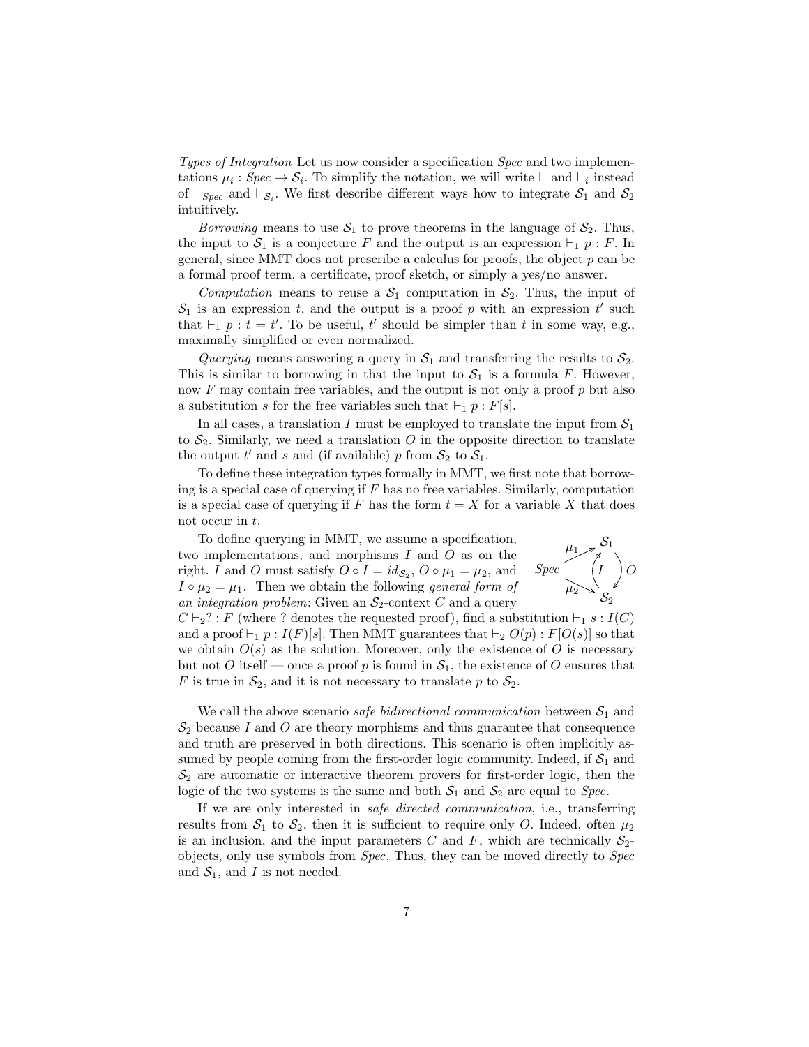*Types of Integration* Let us now consider a specification *Spec* and two implementations $\mu_i : Spec \to \mathcal{S}_i$. To simplify the notation, we will write $\vdash$ and $\vdash_i$ instead of $\vdash_{Spec}$ and $\vdash_{\mathcal{S}_i}$. We first describe different ways how to integrate $\mathcal{S}_1$ and $\mathcal{S}_2$ intuitively.

*Borrowing* means to use $\mathcal{S}_1$ to prove theorems in the language of $\mathcal{S}_2$. Thus, the input to $\mathcal{S}_1$ is a conjecture $F$ and the output is an expression $\vdash_1 p : F$. In general, since MMT does not prescribe a calculus for proofs, the object $p$ can be a formal proof term, a certificate, proof sketch, or simply a yes/no answer.

*Computation* means to reuse a $\mathcal{S}_1$ computation in $\mathcal{S}_2$. Thus, the input of $\mathcal{S}_1$ is an expression $t$, and the output is a proof $p$ with an expression $t'$ such that $\vdash_1 p : t = t'$. To be useful, $t'$ should be simpler than $t$ in some way, e.g., maximally simplified or even normalized.

*Querying* means answering a query in $\mathcal{S}_1$ and transferring the results to $\mathcal{S}_2$. This is similar to borrowing in that the input to $\mathcal{S}_1$ is a formula $F$. However, now $F$ may contain free variables, and the output is not only a proof $p$ but also a substitution $s$ for the free variables such that $\vdash_1 p : F[s]$.

In all cases, a translation $I$ must be employed to translate the input from $\mathcal{S}_1$ to $\mathcal{S}_2$. Similarly, we need a translation $O$ in the opposite direction to translate the output $t'$ and $s$ and (if available) $p$ from $\mathcal{S}_2$ to $\mathcal{S}_1$.

To define these integration types formally in MMT, we first note that borrowing is a special case of querying if $F$ has no free variables. Similarly, computation is a special case of querying if $F$ has the form $t = X$ for a variable $X$ that does not occur in $t$.

To define querying in MMT, we assume a specification, two implementations, and morphisms $I$ and $O$ as on the right. $I$ and $O$ must satisfy $O \circ I = id_{\mathcal{S}_2}$, $O \circ \mu_1 = \mu_2$, and $I \circ \mu_2 = \mu_1$. Then we obtain the following *general form of an integration problem*: Given an $\mathcal{S}_2$-context $C$ and a query $C \vdash_2 ? : F$ (where ? denotes the requested proof), find a substitution $\vdash_1 s : I(C)$ and a proof $\vdash_1 p : I(F)[s]$. Then MMT guarantees that $\vdash_2 O(p) : F[O(s)]$ so that we obtain $O(s)$ as the solution. Moreover, only the existence of $O$ is necessary but not $O$ itself — once a proof $p$ is found in $\mathcal{S}_1$, the existence of $O$ ensures that $F$ is true in $\mathcal{S}_2$, and it is not necessary to translate $p$ to $\mathcal{S}_2$.

We call the above scenario *safe bidirectional communication* between $\mathcal{S}_1$ and $\mathcal{S}_2$ because $I$ and $O$ are theory morphisms and thus guarantee that consequence and truth are preserved in both directions. This scenario is often implicitly assumed by people coming from the first-order logic community. Indeed, if $\mathcal{S}_1$ and $\mathcal{S}_2$ are automatic or interactive theorem provers for first-order logic, then the logic of the two systems is the same and both $\mathcal{S}_1$ and $\mathcal{S}_2$ are equal to *Spec*.

If we are only interested in *safe directed communication*, i.e., transferring results from $\mathcal{S}_1$ to $\mathcal{S}_2$, then it is sufficient to require only $O$. Indeed, often $\mu_2$ is an inclusion, and the input parameters $C$ and $F$, which are technically $\mathcal{S}_2$-objects, only use symbols from *Spec*. Thus, they can be moved directly to *Spec* and $\mathcal{S}_1$, and $I$ is not needed.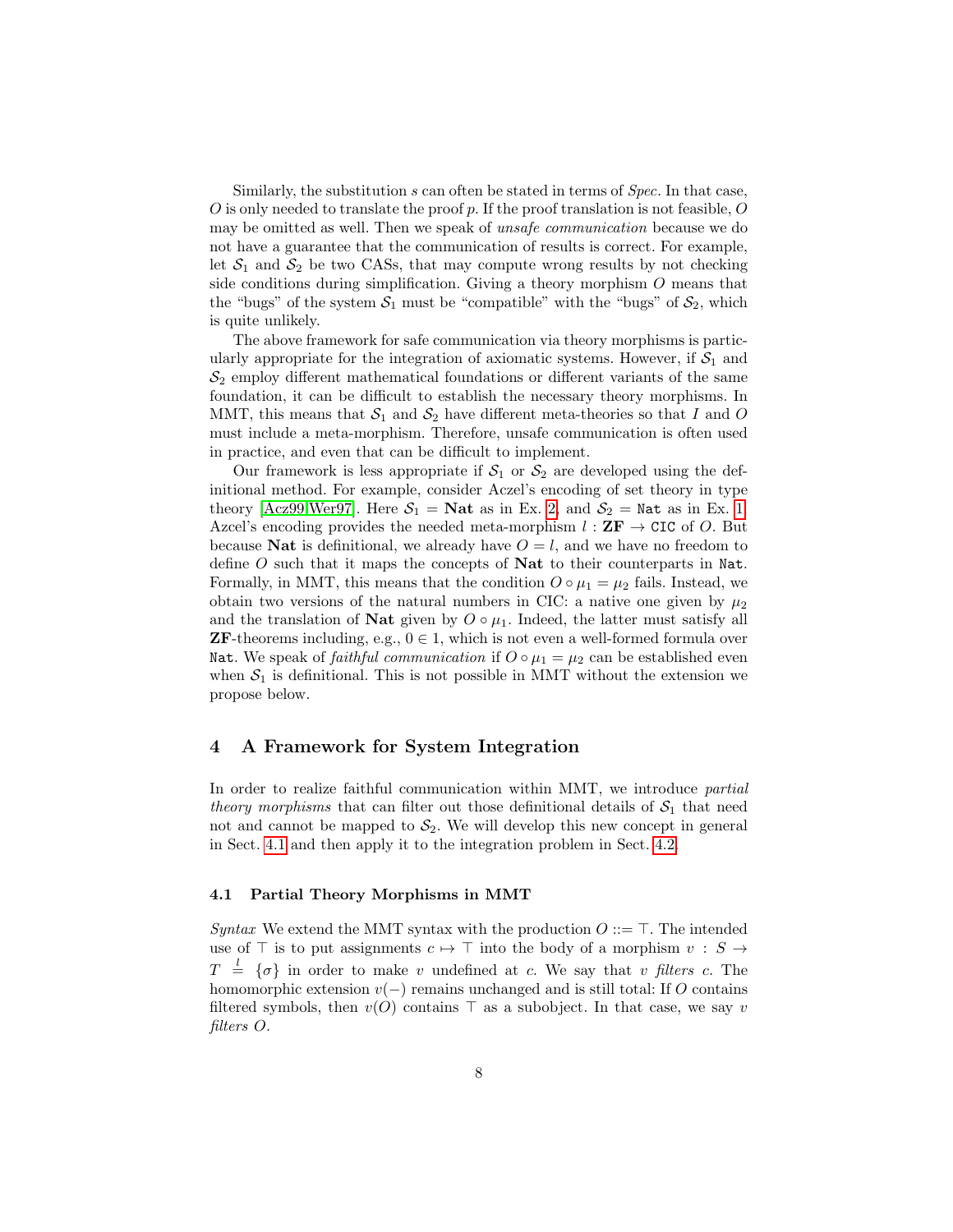Similarly, the substitution $s$ can often be stated in terms of *Spec*. In that case, $O$ is only needed to translate the proof $p$. If the proof translation is not feasible, $O$ may be omitted as well. Then we speak of *unsafe communication* because we do not have a guarantee that the communication of results is correct. For example, let $\mathcal{S}_1$ and $\mathcal{S}_2$ be two CASs, that may compute wrong results by not checking side conditions during simplification. Giving a theory morphism $O$ means that the "bugs" of the system $\mathcal{S}_1$ must be "compatible" with the "bugs" of $\mathcal{S}_2$, which is quite unlikely.

The above framework for safe communication via theory morphisms is particularly appropriate for the integration of axiomatic systems. However, if $\mathcal{S}_1$ and $\mathcal{S}_2$ employ different mathematical foundations or different variants of the same foundation, it can be difficult to establish the necessary theory morphisms. In MMT, this means that $\mathcal{S}_1$ and $\mathcal{S}_2$ have different meta-theories so that $I$ and $O$ must include a meta-morphism. Therefore, unsafe communication is often used in practice, and even that can be difficult to implement.

Our framework is less appropriate if $\mathcal{S}_1$ or $\mathcal{S}_2$ are developed using the definitional method. For example, consider Aczel's encoding of set theory in type theory [Acz99,Wer97]. Here $\mathcal{S}_1 = \mathbf{Nat}$ as in Ex. 2, and $\mathcal{S}_2 = \mathtt{Nat}$ as in Ex. 1. Azcel's encoding provides the needed meta-morphism $l : \mathbf{ZF} \to \mathtt{CIC}$ of $O$. But because $\mathbf{Nat}$ is definitional, we already have $O = l$, and we have no freedom to define $O$ such that it maps the concepts of $\mathbf{Nat}$ to their counterparts in $\mathtt{Nat}$. Formally, in MMT, this means that the condition $O \circ \mu_1 = \mu_2$ fails. Instead, we obtain two versions of the natural numbers in CIC: a native one given by $\mu_2$ and the translation of $\mathbf{Nat}$ given by $O \circ \mu_1$. Indeed, the latter must satisfy all $\mathbf{ZF}$-theorems including, e.g., $0 \in 1$, which is not even a well-formed formula over $\mathtt{Nat}$. We speak of *faithful communication* if $O \circ \mu_1 = \mu_2$ can be established even when $\mathcal{S}_1$ is definitional. This is not possible in MMT without the extension we propose below.

## 4 A Framework for System Integration

In order to realize faithful communication within MMT, we introduce *partial theory morphisms* that can filter out those definitional details of $\mathcal{S}_1$ that need not and cannot be mapped to $\mathcal{S}_2$. We will develop this new concept in general in Sect. 4.1 and then apply it to the integration problem in Sect. 4.2.

### 4.1 Partial Theory Morphisms in MMT

*Syntax* We extend the MMT syntax with the production $O ::= \top$. The intended use of $\top$ is to put assignments $c \mapsto \top$ into the body of a morphism $v : S \to T \overset{l}{=} \{\sigma\}$ in order to make $v$ undefined at $c$. We say that $v$ *filters* $c$. The homomorphic extension $v(-)$ remains unchanged and is still total: If $O$ contains filtered symbols, then $v(O)$ contains $\top$ as a subobject. In that case, we say $v$ *filters* $O$.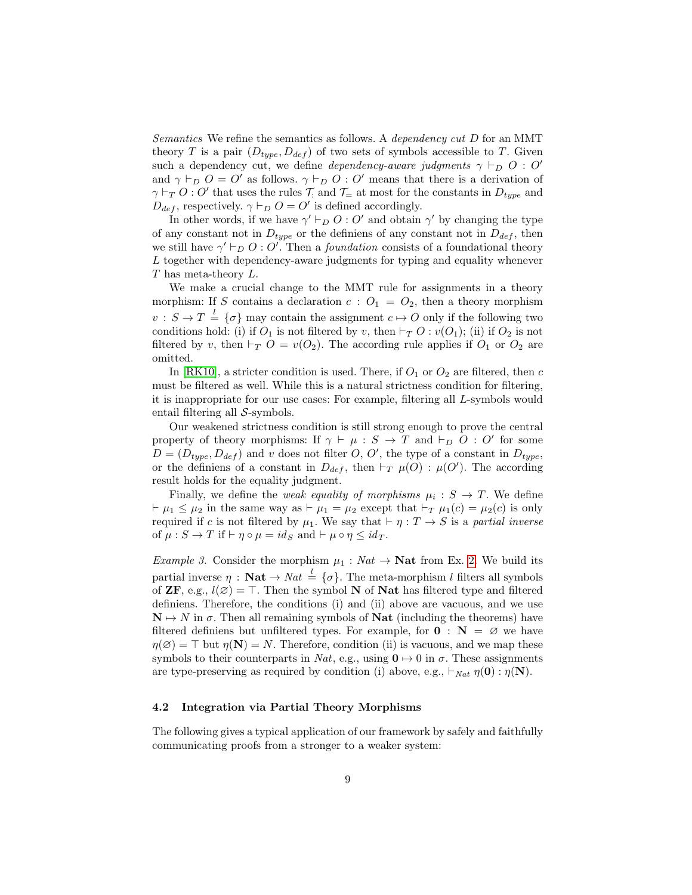*Semantics* We refine the semantics as follows. A *dependency cut* $D$ for an MMT theory $T$ is a pair $(D_{type}, D_{def})$ of two sets of symbols accessible to $T$. Given such a dependency cut, we define *dependency-aware judgments* $\gamma \vdash_D O : O'$ and $\gamma \vdash_D O = O'$ as follows. $\gamma \vdash_D O : O'$ means that there is a derivation of $\gamma \vdash_T O : O'$ that uses the rules $\mathcal{T}_:$ and $\mathcal{T}_=$ at most for the constants in $D_{type}$ and $D_{def}$, respectively. $\gamma \vdash_D O = O'$ is defined accordingly.

In other words, if we have $\gamma' \vdash_D O : O'$ and obtain $\gamma'$ by changing the type of any constant not in $D_{type}$ or the definiens of any constant not in $D_{def}$, then we still have $\gamma' \vdash_D O : O'$. Then a *foundation* consists of a foundational theory $L$ together with dependency-aware judgments for typing and equality whenever $T$ has meta-theory $L$.

We make a crucial change to the MMT rule for assignments in a theory morphism: If $S$ contains a declaration $c : O_1 = O_2$, then a theory morphism $v : S \to T \stackrel{l}{=} \{\sigma\}$ may contain the assignment $c \mapsto O$ only if the following two conditions hold: (i) if $O_1$ is not filtered by $v$, then $\vdash_T O : v(O_1)$; (ii) if $O_2$ is not filtered by $v$, then $\vdash_T O = v(O_2)$. The according rule applies if $O_1$ or $O_2$ are omitted.

In [RK10], a stricter condition is used. There, if $O_1$ or $O_2$ are filtered, then $c$ must be filtered as well. While this is a natural strictness condition for filtering, it is inappropriate for our use cases: For example, filtering all $L$-symbols would entail filtering all $\mathcal{S}$-symbols.

Our weakened strictness condition is still strong enough to prove the central property of theory morphisms: If $\gamma \vdash \mu : S \to T$ and $\vdash_D O : O'$ for some $D = (D_{type}, D_{def})$ and $v$ does not filter $O$, $O'$, the type of a constant in $D_{type}$, or the definiens of a constant in $D_{def}$, then $\vdash_T \mu(O) : \mu(O')$. The according result holds for the equality judgment.

Finally, we define the *weak equality of morphisms* $\mu_i : S \to T$. We define $\vdash \mu_1 \leq \mu_2$ in the same way as $\vdash \mu_1 = \mu_2$ except that $\vdash_T \mu_1(c) = \mu_2(c)$ is only required if $c$ is not filtered by $\mu_1$. We say that $\vdash \eta : T \to S$ is a *partial inverse* of $\mu : S \to T$ if $\vdash \eta \circ \mu = id_S$ and $\vdash \mu \circ \eta \leq id_T$.

*Example 3.* Consider the morphism $\mu_1 : Nat \to \mathbf{Nat}$ from Ex. 2. We build its partial inverse $\eta : \mathbf{Nat} \to Nat \stackrel{l}{=} \{\sigma\}$. The meta-morphism $l$ filters all symbols of $\mathbf{ZF}$, e.g., $l(\varnothing) = \top$. Then the symbol $\mathbf{N}$ of $\mathbf{Nat}$ has filtered type and filtered definiens. Therefore, the conditions (i) and (ii) above are vacuous, and we use $\mathbf{N} \mapsto N$ in $\sigma$. Then all remaining symbols of $\mathbf{Nat}$ (including the theorems) have filtered definiens but unfiltered types. For example, for $\mathbf{0} : \mathbf{N} = \varnothing$ we have $\eta(\varnothing) = \top$ but $\eta(\mathbf{N}) = N$. Therefore, condition (ii) is vacuous, and we map these symbols to their counterparts in $Nat$, e.g., using $\mathbf{0} \mapsto 0$ in $\sigma$. These assignments are type-preserving as required by condition (i) above, e.g., $\vdash_{Nat} \eta(\mathbf{0}) : \eta(\mathbf{N})$.

### 4.2 Integration via Partial Theory Morphisms

The following gives a typical application of our framework by safely and faithfully communicating proofs from a stronger to a weaker system: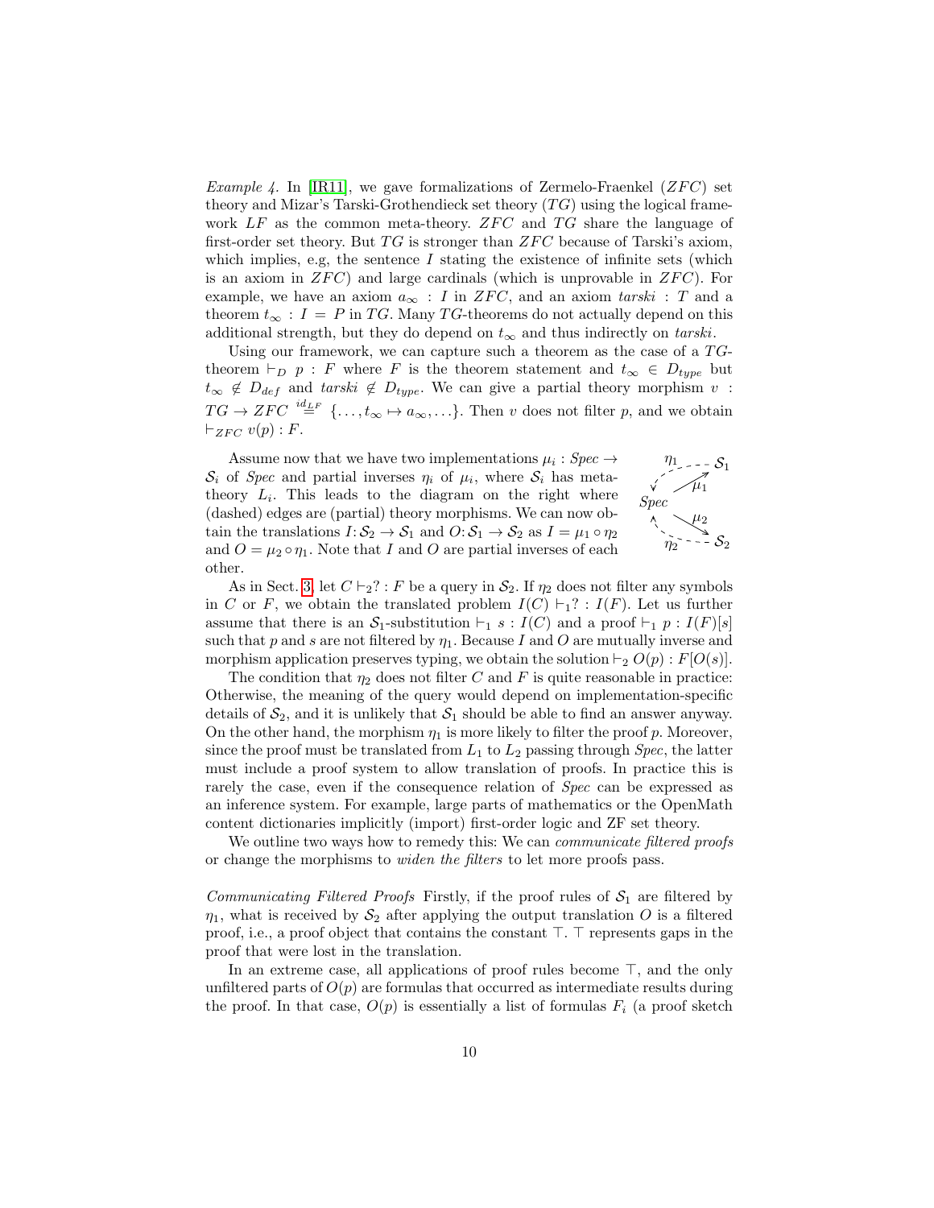*Example 4.* In [IR11], we gave formalizations of Zermelo-Fraenkel ($ZFC$) set theory and Mizar's Tarski-Grothendieck set theory ($TG$) using the logical framework $LF$ as the common meta-theory. $ZFC$ and $TG$ share the language of first-order set theory. But $TG$ is stronger than $ZFC$ because of Tarski's axiom, which implies, e.g, the sentence $I$ stating the existence of infinite sets (which is an axiom in $ZFC$) and large cardinals (which is unprovable in $ZFC$). For example, we have an axiom $a_\infty : I$ in $ZFC$, and an axiom $tarski : T$ and a theorem $t_\infty : I = P$ in $TG$. Many $TG$-theorems do not actually depend on this additional strength, but they do depend on $t_\infty$ and thus indirectly on $tarski$.

Using our framework, we can capture such a theorem as the case of a $TG$-theorem $\vdash_D p : F$ where $F$ is the theorem statement and $t_\infty \in D_{type}$ but $t_\infty \notin D_{def}$ and $tarski \notin D_{type}$. We can give a partial theory morphism $v : TG \to ZFC \stackrel{id_{LF}}{=} \{\ldots, t_\infty \mapsto a_\infty, \ldots\}$. Then $v$ does not filter $p$, and we obtain $\vdash_{ZFC} v(p) : F$.

Assume now that we have two implementations $\mu_i : Spec \to \mathcal{S}_i$ of $Spec$ and partial inverses $\eta_i$ of $\mu_i$, where $\mathcal{S}_i$ has meta-theory $L_i$. This leads to the diagram on the right where (dashed) edges are (partial) theory morphisms. We can now obtain the translations $I \colon \mathcal{S}_2 \to \mathcal{S}_1$ and $O \colon \mathcal{S}_1 \to \mathcal{S}_2$ as $I = \mu_1 \circ \eta_2$ and $O = \mu_2 \circ \eta_1$. Note that $I$ and $O$ are partial inverses of each other.

As in Sect. 3, let $C \vdash_2 ? : F$ be a query in $\mathcal{S}_2$. If $\eta_2$ does not filter any symbols in $C$ or $F$, we obtain the translated problem $I(C) \vdash_1 ? : I(F)$. Let us further assume that there is an $\mathcal{S}_1$-substitution $\vdash_1 s : I(C)$ and a proof $\vdash_1 p : I(F)[s]$ such that $p$ and $s$ are not filtered by $\eta_1$. Because $I$ and $O$ are mutually inverse and morphism application preserves typing, we obtain the solution $\vdash_2 O(p) : F[O(s)]$.

The condition that $\eta_2$ does not filter $C$ and $F$ is quite reasonable in practice: Otherwise, the meaning of the query would depend on implementation-specific details of $\mathcal{S}_2$, and it is unlikely that $\mathcal{S}_1$ should be able to find an answer anyway. On the other hand, the morphism $\eta_1$ is more likely to filter the proof $p$. Moreover, since the proof must be translated from $L_1$ to $L_2$ passing through $Spec$, the latter must include a proof system to allow translation of proofs. In practice this is rarely the case, even if the consequence relation of $Spec$ can be expressed as an inference system. For example, large parts of mathematics or the OpenMath content dictionaries implicitly (import) first-order logic and ZF set theory.

We outline two ways how to remedy this: We can *communicate filtered proofs* or change the morphisms to *widen the filters* to let more proofs pass.

*Communicating Filtered Proofs* Firstly, if the proof rules of $\mathcal{S}_1$ are filtered by $\eta_1$, what is received by $\mathcal{S}_2$ after applying the output translation $O$ is a filtered proof, i.e., a proof object that contains the constant $\top$. $\top$ represents gaps in the proof that were lost in the translation.

In an extreme case, all applications of proof rules become $\top$, and the only unfiltered parts of $O(p)$ are formulas that occurred as intermediate results during the proof. In that case, $O(p)$ is essentially a list of formulas $F_i$ (a proof sketch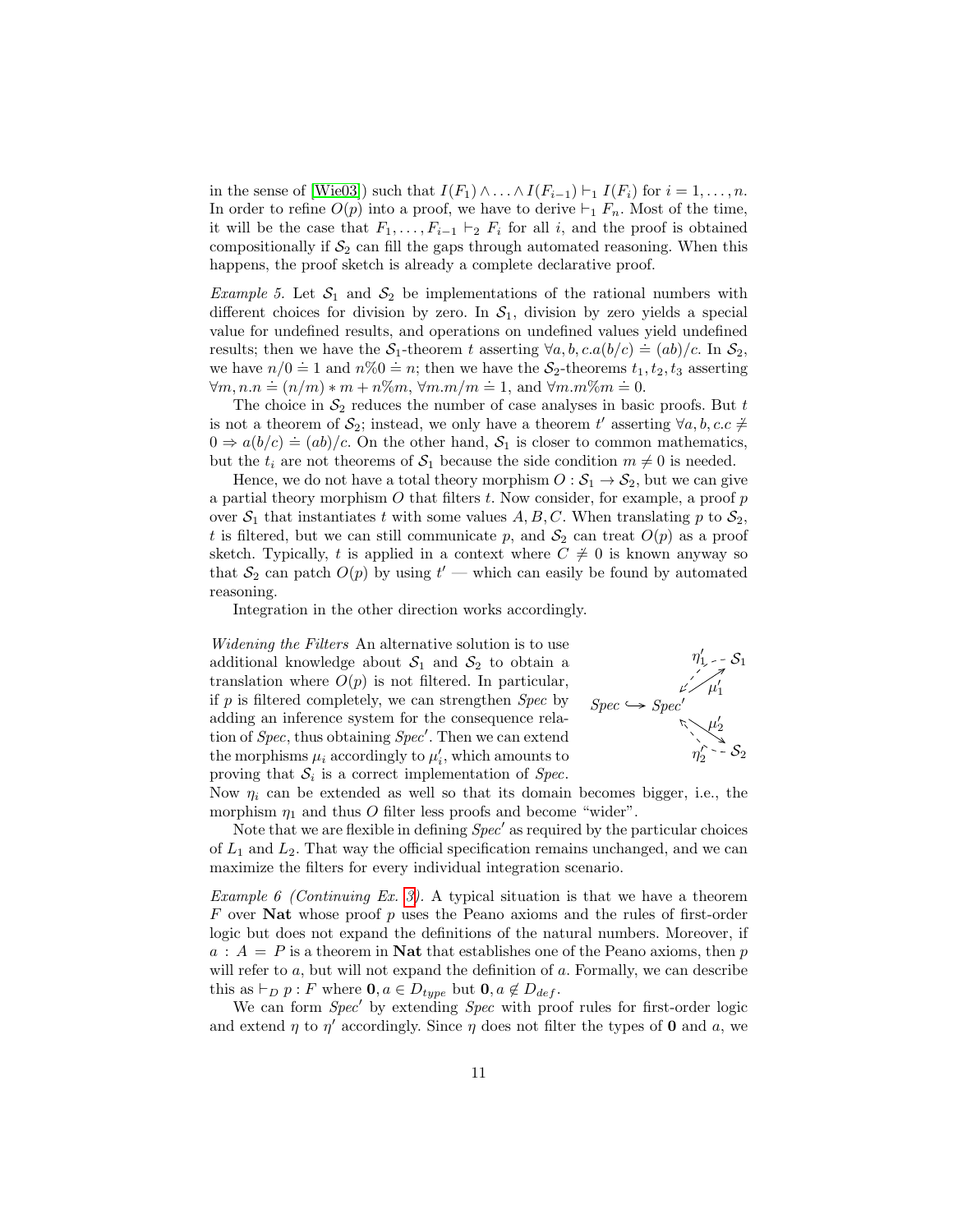in the sense of [Wie03]) such that $I(F_1) \wedge \ldots \wedge I(F_{i-1}) \vdash_1 I(F_i)$ for $i = 1, \ldots, n$. In order to refine $O(p)$ into a proof, we have to derive $\vdash_1 F_n$. Most of the time, it will be the case that $F_1, \ldots, F_{i-1} \vdash_2 F_i$ for all $i$, and the proof is obtained compositionally if $\mathcal{S}_2$ can fill the gaps through automated reasoning. When this happens, the proof sketch is already a complete declarative proof.

*Example 5.* Let $\mathcal{S}_1$ and $\mathcal{S}_2$ be implementations of the rational numbers with different choices for division by zero. In $\mathcal{S}_1$, division by zero yields a special value for undefined results, and operations on undefined values yield undefined results; then we have the $\mathcal{S}_1$-theorem $t$ asserting $\forall a, b, c.a(b/c) \doteq (ab)/c$. In $\mathcal{S}_2$, we have $n/0 \doteq 1$ and $n\%0 \doteq n$; then we have the $\mathcal{S}_2$-theorems $t_1, t_2, t_3$ asserting $\forall m, n.n \doteq (n/m) * m + n\%m$, $\forall m.m/m \doteq 1$, and $\forall m.m\%m \doteq 0$.

The choice in $\mathcal{S}_2$ reduces the number of case analyses in basic proofs. But $t$ is not a theorem of $\mathcal{S}_2$; instead, we only have a theorem $t'$ asserting $\forall a, b, c.c \not\doteq 0 \Rightarrow a(b/c) \doteq (ab)/c$. On the other hand, $\mathcal{S}_1$ is closer to common mathematics, but the $t_i$ are not theorems of $\mathcal{S}_1$ because the side condition $m \neq 0$ is needed.

Hence, we do not have a total theory morphism $O : \mathcal{S}_1 \to \mathcal{S}_2$, but we can give a partial theory morphism $O$ that filters $t$. Now consider, for example, a proof $p$ over $\mathcal{S}_1$ that instantiates $t$ with some values $A, B, C$. When translating $p$ to $\mathcal{S}_2$, $t$ is filtered, but we can still communicate $p$, and $\mathcal{S}_2$ can treat $O(p)$ as a proof sketch. Typically, $t$ is applied in a context where $C \not\doteq 0$ is known anyway so that $\mathcal{S}_2$ can patch $O(p)$ by using $t'$ — which can easily be found by automated reasoning.

Integration in the other direction works accordingly.

*Widening the Filters* An alternative solution is to use additional knowledge about $\mathcal{S}_1$ and $\mathcal{S}_2$ to obtain a translation where $O(p)$ is not filtered. In particular, if $p$ is filtered completely, we can strengthen *Spec* by adding an inference system for the consequence relation of *Spec*, thus obtaining *Spec'*. Then we can extend the morphisms $\mu_i$ accordingly to $\mu'_i$, which amounts to proving that $\mathcal{S}_i$ is a correct implementation of *Spec*.

$$\mathit{Spec} \hookrightarrow \mathit{Spec}' \quad \begin{matrix} \xrightarrow{\mu'_1} \mathcal{S}_1,\ \mathcal{S}_1 \overset{\eta'_1}{\dashrightarrow} \mathit{Spec}' \\ \xrightarrow{\mu'_2} \mathcal{S}_2,\ \mathcal{S}_2 \overset{\eta'_2}{\dashrightarrow} \mathit{Spec}' \end{matrix}$$

Now $\eta_i$ can be extended as well so that its domain becomes bigger, i.e., the morphism $\eta_1$ and thus $O$ filter less proofs and become "wider".

Note that we are flexible in defining *Spec'* as required by the particular choices of $L_1$ and $L_2$. That way the official specification remains unchanged, and we can maximize the filters for every individual integration scenario.

*Example 6 (Continuing Ex. 3).* A typical situation is that we have a theorem $F$ over **Nat** whose proof $p$ uses the Peano axioms and the rules of first-order logic but does not expand the definitions of the natural numbers. Moreover, if $a : A = P$ is a theorem in **Nat** that establishes one of the Peano axioms, then $p$ will refer to $a$, but will not expand the definition of $a$. Formally, we can describe this as $\vdash_D p : F$ where $\mathbf{0}, a \in D_{type}$ but $\mathbf{0}, a \notin D_{def}$.

We can form *Spec'* by extending *Spec* with proof rules for first-order logic and extend $\eta$ to $\eta'$ accordingly. Since $\eta$ does not filter the types of $\mathbf{0}$ and $a$, we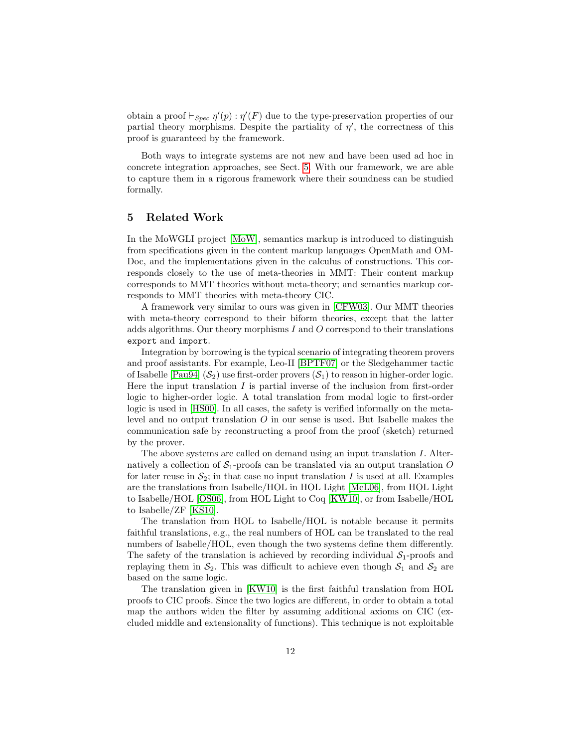obtain a proof $\vdash_{Spec} \eta'(p) : \eta'(F)$ due to the type-preservation properties of our partial theory morphisms. Despite the partiality of $\eta'$, the correctness of this proof is guaranteed by the framework.

Both ways to integrate systems are not new and have been used ad hoc in concrete integration approaches, see Sect. 5. With our framework, we are able to capture them in a rigorous framework where their soundness can be studied formally.

## 5 Related Work

In the MoWGLI project [MoW], semantics markup is introduced to distinguish from specifications given in the content markup languages OpenMath and OMDoc, and the implementations given in the calculus of constructions. This corresponds closely to the use of meta-theories in MMT: Their content markup corresponds to MMT theories without meta-theory; and semantics markup corresponds to MMT theories with meta-theory CIC.

A framework very similar to ours was given in [CFW03]. Our MMT theories with meta-theory correspond to their biform theories, except that the latter adds algorithms. Our theory morphisms $I$ and $O$ correspond to their translations `export` and `import`.

Integration by borrowing is the typical scenario of integrating theorem provers and proof assistants. For example, Leo-II [BPTF07] or the Sledgehammer tactic of Isabelle [Pau94] ($\mathcal{S}_2$) use first-order provers ($\mathcal{S}_1$) to reason in higher-order logic. Here the input translation $I$ is partial inverse of the inclusion from first-order logic to higher-order logic. A total translation from modal logic to first-order logic is used in [HS00]. In all cases, the safety is verified informally on the meta-level and no output translation $O$ in our sense is used. But Isabelle makes the communication safe by reconstructing a proof from the proof (sketch) returned by the prover.

The above systems are called on demand using an input translation $I$. Alternatively a collection of $\mathcal{S}_1$-proofs can be translated via an output translation $O$ for later reuse in $\mathcal{S}_2$; in that case no input translation $I$ is used at all. Examples are the translations from Isabelle/HOL in HOL Light [McL06], from HOL Light to Isabelle/HOL [OS06], from HOL Light to Coq [KW10], or from Isabelle/HOL to Isabelle/ZF [KS10].

The translation from HOL to Isabelle/HOL is notable because it permits faithful translations, e.g., the real numbers of HOL can be translated to the real numbers of Isabelle/HOL, even though the two systems define them differently. The safety of the translation is achieved by recording individual $\mathcal{S}_1$-proofs and replaying them in $\mathcal{S}_2$. This was difficult to achieve even though $\mathcal{S}_1$ and $\mathcal{S}_2$ are based on the same logic.

The translation given in [KW10] is the first faithful translation from HOL proofs to CIC proofs. Since the two logics are different, in order to obtain a total map the authors widen the filter by assuming additional axioms on CIC (excluded middle and extensionality of functions). This technique is not exploitable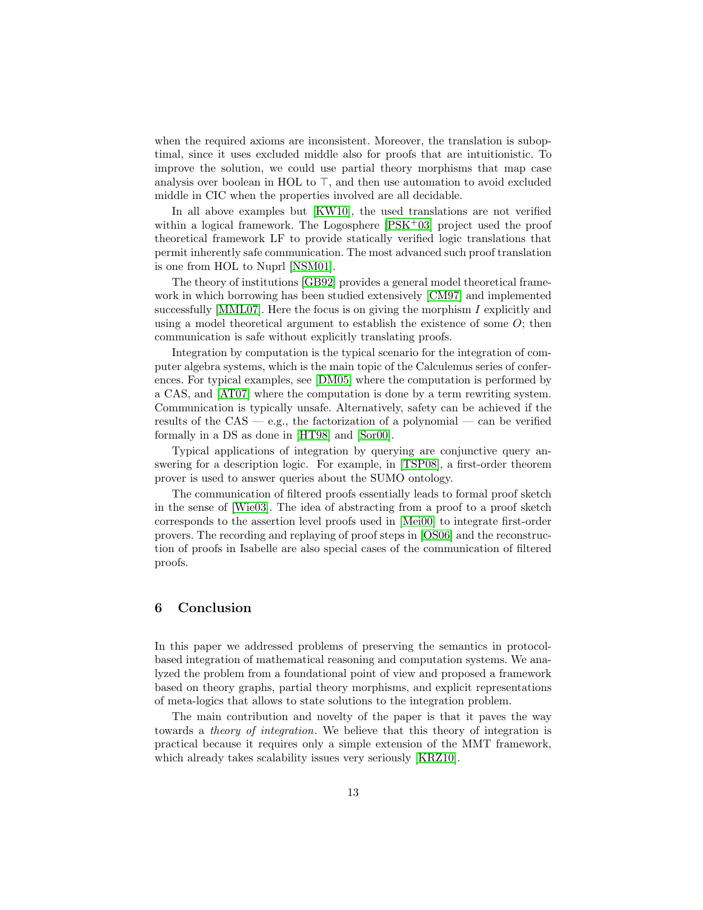when the required axioms are inconsistent. Moreover, the translation is suboptimal, since it uses excluded middle also for proofs that are intuitionistic. To improve the solution, we could use partial theory morphisms that map case analysis over boolean in HOL to $\top$, and then use automation to avoid excluded middle in CIC when the properties involved are all decidable.

In all above examples but [KW10], the used translations are not verified within a logical framework. The Logosphere [PSK+03] project used the proof theoretical framework LF to provide statically verified logic translations that permit inherently safe communication. The most advanced such proof translation is one from HOL to Nuprl [NSM01].

The theory of institutions [GB92] provides a general model theoretical framework in which borrowing has been studied extensively [CM97] and implemented successfully [MML07]. Here the focus is on giving the morphism $I$ explicitly and using a model theoretical argument to establish the existence of some $O$; then communication is safe without explicitly translating proofs.

Integration by computation is the typical scenario for the integration of computer algebra systems, which is the main topic of the Calculemus series of conferences. For typical examples, see [DM05] where the computation is performed by a CAS, and [AT07] where the computation is done by a term rewriting system. Communication is typically unsafe. Alternatively, safety can be achieved if the results of the CAS — e.g., the factorization of a polynomial — can be verified formally in a DS as done in [HT98] and [Sor00].

Typical applications of integration by querying are conjunctive query answering for a description logic. For example, in [TSP08], a first-order theorem prover is used to answer queries about the SUMO ontology.

The communication of filtered proofs essentially leads to formal proof sketch in the sense of [Wie03]. The idea of abstracting from a proof to a proof sketch corresponds to the assertion level proofs used in [Mei00] to integrate first-order provers. The recording and replaying of proof steps in [OS06] and the reconstruction of proofs in Isabelle are also special cases of the communication of filtered proofs.

## 6 Conclusion

In this paper we addressed problems of preserving the semantics in protocol-based integration of mathematical reasoning and computation systems. We analyzed the problem from a foundational point of view and proposed a framework based on theory graphs, partial theory morphisms, and explicit representations of meta-logics that allows to state solutions to the integration problem.

The main contribution and novelty of the paper is that it paves the way towards a *theory of integration*. We believe that this theory of integration is practical because it requires only a simple extension of the MMT framework, which already takes scalability issues very seriously [KRZ10].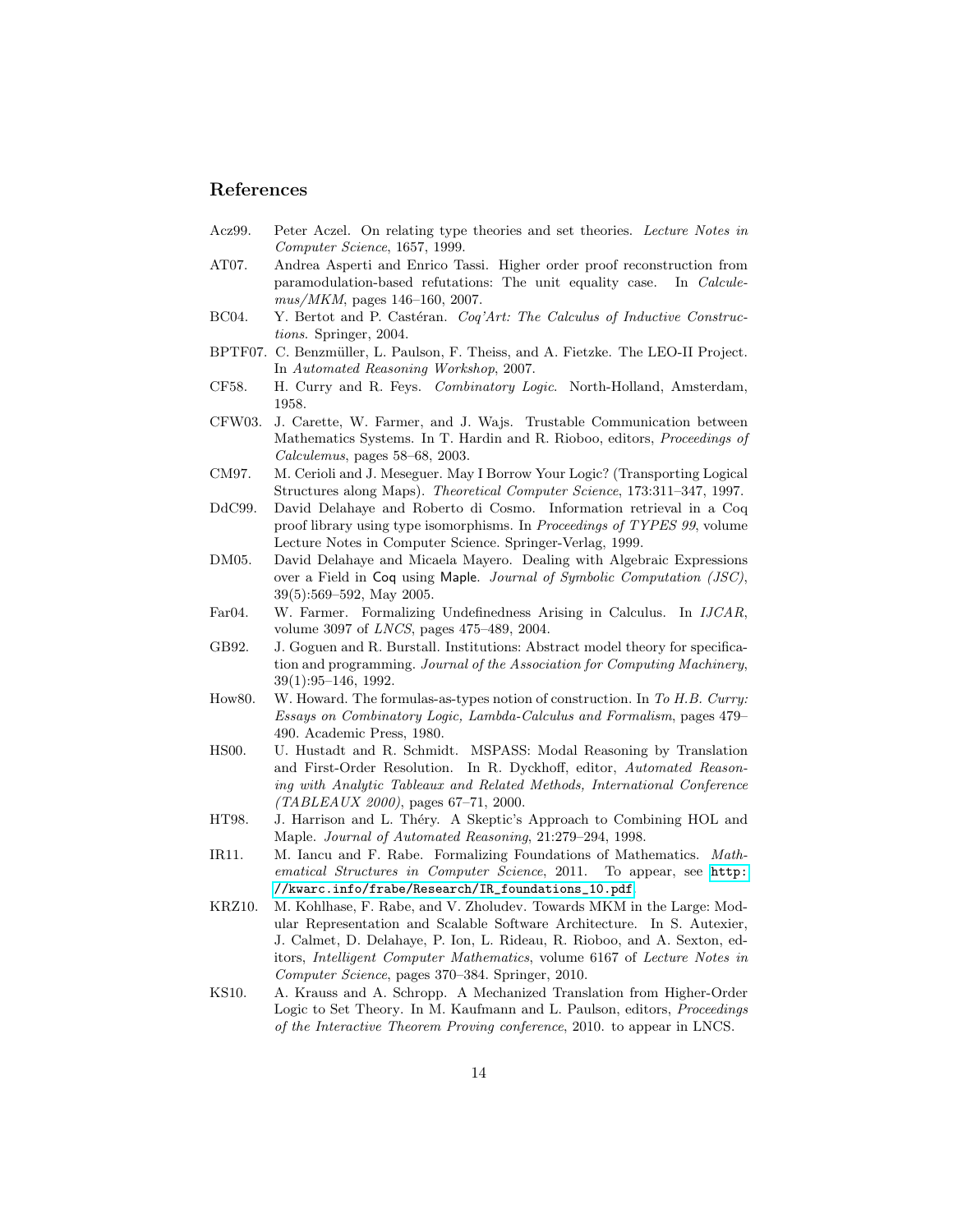## References

- Acz99. Peter Aczel. On relating type theories and set theories. *Lecture Notes in Computer Science*, 1657, 1999.
- AT07. Andrea Asperti and Enrico Tassi. Higher order proof reconstruction from paramodulation-based refutations: The unit equality case. In *Calculemus/MKM*, pages 146–160, 2007.
- BC04. Y. Bertot and P. Castéran. *Coq'Art: The Calculus of Inductive Constructions*. Springer, 2004.
- BPTF07. C. Benzmüller, L. Paulson, F. Theiss, and A. Fietzke. The LEO-II Project. In *Automated Reasoning Workshop*, 2007.
- CF58. H. Curry and R. Feys. *Combinatory Logic*. North-Holland, Amsterdam, 1958.
- CFW03. J. Carette, W. Farmer, and J. Wajs. Trustable Communication between Mathematics Systems. In T. Hardin and R. Rioboo, editors, *Proceedings of Calculemus*, pages 58–68, 2003.
- CM97. M. Cerioli and J. Meseguer. May I Borrow Your Logic? (Transporting Logical Structures along Maps). *Theoretical Computer Science*, 173:311–347, 1997.
- DdC99. David Delahaye and Roberto di Cosmo. Information retrieval in a Coq proof library using type isomorphisms. In *Proceedings of TYPES 99*, volume Lecture Notes in Computer Science. Springer-Verlag, 1999.
- DM05. David Delahaye and Micaela Mayero. Dealing with Algebraic Expressions over a Field in Coq using Maple. *Journal of Symbolic Computation (JSC)*, 39(5):569–592, May 2005.
- Far04. W. Farmer. Formalizing Undefinedness Arising in Calculus. In *IJCAR*, volume 3097 of *LNCS*, pages 475–489, 2004.
- GB92. J. Goguen and R. Burstall. Institutions: Abstract model theory for specification and programming. *Journal of the Association for Computing Machinery*, 39(1):95–146, 1992.
- How80. W. Howard. The formulas-as-types notion of construction. In *To H.B. Curry: Essays on Combinatory Logic, Lambda-Calculus and Formalism*, pages 479–490. Academic Press, 1980.
- HS00. U. Hustadt and R. Schmidt. MSPASS: Modal Reasoning by Translation and First-Order Resolution. In R. Dyckhoff, editor, *Automated Reasoning with Analytic Tableaux and Related Methods, International Conference (TABLEAUX 2000)*, pages 67–71, 2000.
- HT98. J. Harrison and L. Théry. A Skeptic's Approach to Combining HOL and Maple. *Journal of Automated Reasoning*, 21:279–294, 1998.
- IR11. M. Iancu and F. Rabe. Formalizing Foundations of Mathematics. *Mathematical Structures in Computer Science*, 2011. To appear, see http://kwarc.info/frabe/Research/IR_foundations_10.pdf.
- KRZ10. M. Kohlhase, F. Rabe, and V. Zholudev. Towards MKM in the Large: Modular Representation and Scalable Software Architecture. In S. Autexier, J. Calmet, D. Delahaye, P. Ion, L. Rideau, R. Rioboo, and A. Sexton, editors, *Intelligent Computer Mathematics*, volume 6167 of *Lecture Notes in Computer Science*, pages 370–384. Springer, 2010.
- KS10. A. Krauss and A. Schropp. A Mechanized Translation from Higher-Order Logic to Set Theory. In M. Kaufmann and L. Paulson, editors, *Proceedings of the Interactive Theorem Proving conference*, 2010. to appear in LNCS.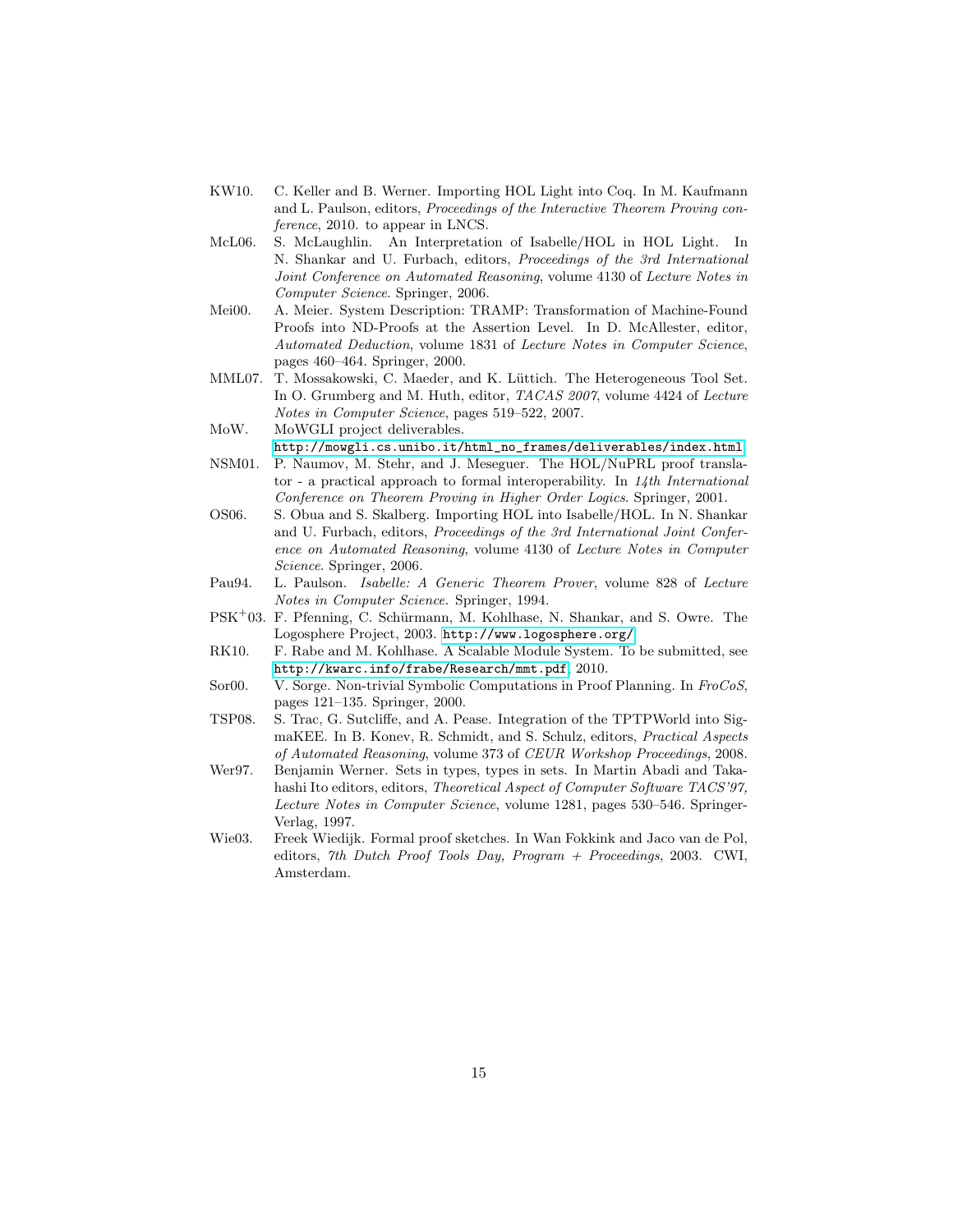KW10. C. Keller and B. Werner. Importing HOL Light into Coq. In M. Kaufmann and L. Paulson, editors, *Proceedings of the Interactive Theorem Proving conference*, 2010. to appear in LNCS.

McL06. S. McLaughlin. An Interpretation of Isabelle/HOL in HOL Light. In N. Shankar and U. Furbach, editors, *Proceedings of the 3rd International Joint Conference on Automated Reasoning*, volume 4130 of *Lecture Notes in Computer Science*. Springer, 2006.

Mei00. A. Meier. System Description: TRAMP: Transformation of Machine-Found Proofs into ND-Proofs at the Assertion Level. In D. McAllester, editor, *Automated Deduction*, volume 1831 of *Lecture Notes in Computer Science*, pages 460–464. Springer, 2000.

MML07. T. Mossakowski, C. Maeder, and K. Lüttich. The Heterogeneous Tool Set. In O. Grumberg and M. Huth, editor, *TACAS 2007*, volume 4424 of *Lecture Notes in Computer Science*, pages 519–522, 2007.

MoW. MoWGLI project deliverables. `http://mowgli.cs.unibo.it/html_no_frames/deliverables/index.html`.

NSM01. P. Naumov, M. Stehr, and J. Meseguer. The HOL/NuPRL proof translator - a practical approach to formal interoperability. In *14th International Conference on Theorem Proving in Higher Order Logics*. Springer, 2001.

OS06. S. Obua and S. Skalberg. Importing HOL into Isabelle/HOL. In N. Shankar and U. Furbach, editors, *Proceedings of the 3rd International Joint Conference on Automated Reasoning*, volume 4130 of *Lecture Notes in Computer Science*. Springer, 2006.

Pau94. L. Paulson. *Isabelle: A Generic Theorem Prover*, volume 828 of *Lecture Notes in Computer Science*. Springer, 1994.

PSK+03. F. Pfenning, C. Schürmann, M. Kohlhase, N. Shankar, and S. Owre. The Logosphere Project, 2003. `http://www.logosphere.org/`.

RK10. F. Rabe and M. Kohlhase. A Scalable Module System. To be submitted, see `http://kwarc.info/frabe/Research/mmt.pdf`, 2010.

Sor00. V. Sorge. Non-trivial Symbolic Computations in Proof Planning. In *FroCoS*, pages 121–135. Springer, 2000.

TSP08. S. Trac, G. Sutcliffe, and A. Pease. Integration of the TPTPWorld into SigmaKEE. In B. Konev, R. Schmidt, and S. Schulz, editors, *Practical Aspects of Automated Reasoning*, volume 373 of *CEUR Workshop Proceedings*, 2008.

Wer97. Benjamin Werner. Sets in types, types in sets. In Martin Abadi and Takahashi Ito editors, *Theoretical Aspect of Computer Software TACS'97, Lecture Notes in Computer Science*, volume 1281, pages 530–546. Springer-Verlag, 1997.

Wie03. Freek Wiedijk. Formal proof sketches. In Wan Fokkink and Jaco van de Pol, editors, *7th Dutch Proof Tools Day, Program + Proceedings*, 2003. CWI, Amsterdam.